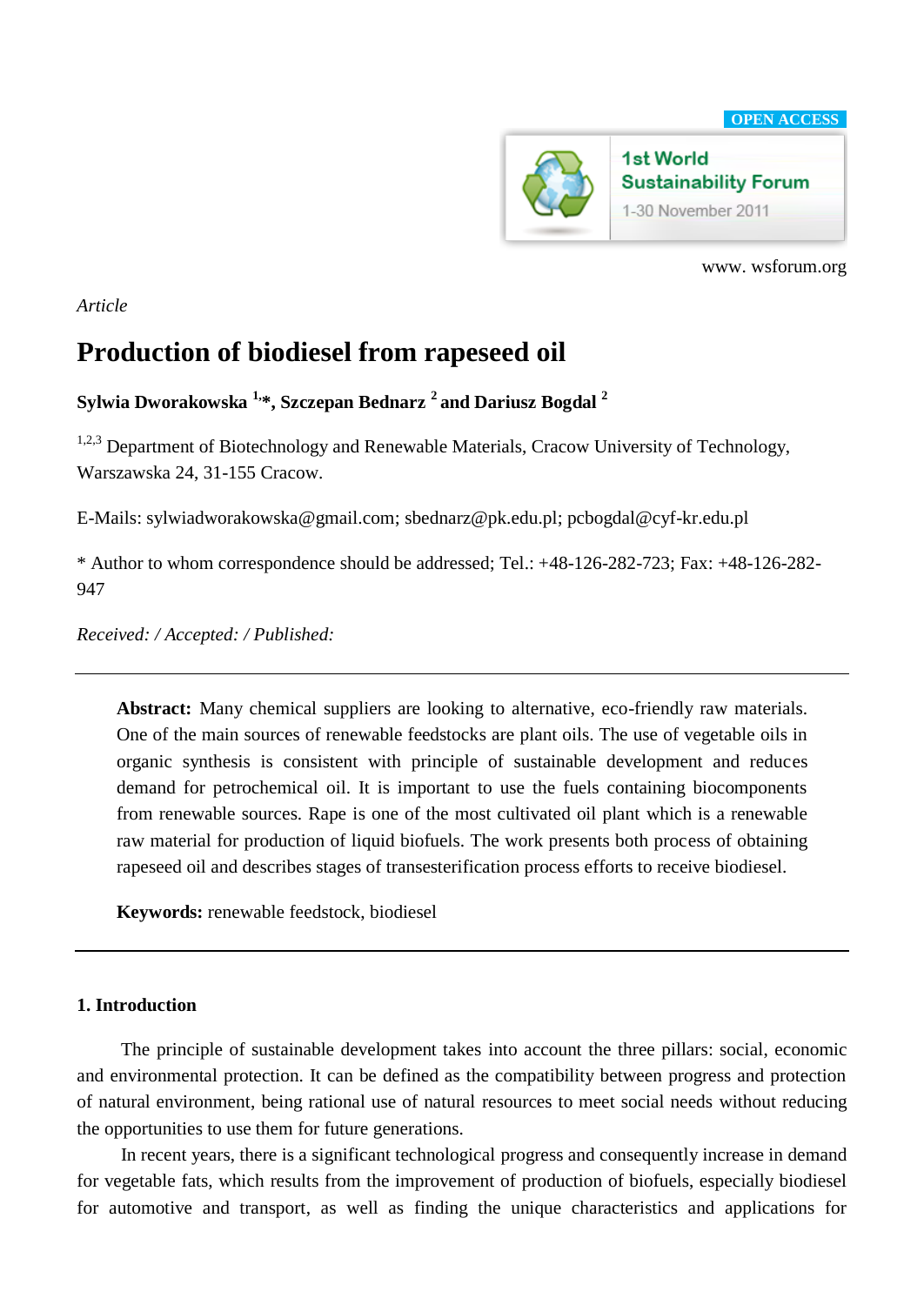OPEN ACCESS

1st World Sustainability Forum
1-30 November 2011

www. wsforum.org

*Article*

# Production of biodiesel from rapeseed oil

**Sylwia Dworakowska [1,]*, Szczepan Bednarz [2] and Dariusz Bogdal [2]**

[1,2,3] Department of Biotechnology and Renewable Materials, Cracow University of Technology, Warszawska 24, 31-155 Cracow.

E-Mails: sylwiadworakowska@gmail.com; sbednarz@pk.edu.pl; pcbogdal@cyf-kr.edu.pl

* Author to whom correspondence should be addressed; Tel.: +48-126-282-723; Fax: +48-126-282-947

*Received: / Accepted: / Published:*

---

**Abstract:** Many chemical suppliers are looking to alternative, eco-friendly raw materials. One of the main sources of renewable feedstocks are plant oils. The use of vegetable oils in organic synthesis is consistent with principle of sustainable development and reduces demand for petrochemical oil. It is important to use the fuels containing biocomponents from renewable sources. Rape is one of the most cultivated oil plant which is a renewable raw material for production of liquid biofuels. The work presents both process of obtaining rapeseed oil and describes stages of transesterification process efforts to receive biodiesel.

**Keywords:** renewable feedstock, biodiesel

---

## 1. Introduction

The principle of sustainable development takes into account the three pillars: social, economic and environmental protection. It can be defined as the compatibility between progress and protection of natural environment, being rational use of natural resources to meet social needs without reducing the opportunities to use them for future generations.

In recent years, there is a significant technological progress and consequently increase in demand for vegetable fats, which results from the improvement of production of biofuels, especially biodiesel for automotive and transport, as well as finding the unique characteristics and applications for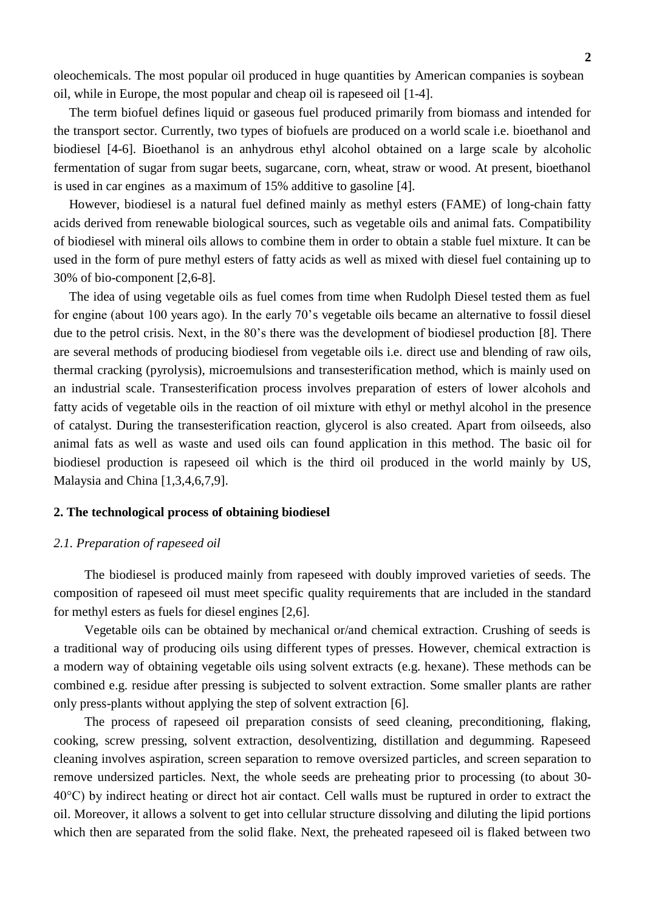oleochemicals. The most popular oil produced in huge quantities by American companies is soybean oil, while in Europe, the most popular and cheap oil is rapeseed oil [1-4].

The term biofuel defines liquid or gaseous fuel produced primarily from biomass and intended for the transport sector. Currently, two types of biofuels are produced on a world scale i.e. bioethanol and biodiesel [4-6]. Bioethanol is an anhydrous ethyl alcohol obtained on a large scale by alcoholic fermentation of sugar from sugar beets, sugarcane, corn, wheat, straw or wood. At present, bioethanol is used in car engines as a maximum of 15% additive to gasoline [4].

However, biodiesel is a natural fuel defined mainly as methyl esters (FAME) of long-chain fatty acids derived from renewable biological sources, such as vegetable oils and animal fats. Compatibility of biodiesel with mineral oils allows to combine them in order to obtain a stable fuel mixture. It can be used in the form of pure methyl esters of fatty acids as well as mixed with diesel fuel containing up to 30% of bio-component [2,6-8].

The idea of using vegetable oils as fuel comes from time when Rudolph Diesel tested them as fuel for engine (about 100 years ago). In the early 70's vegetable oils became an alternative to fossil diesel due to the petrol crisis. Next, in the 80's there was the development of biodiesel production [8]. There are several methods of producing biodiesel from vegetable oils i.e. direct use and blending of raw oils, thermal cracking (pyrolysis), microemulsions and transesterification method, which is mainly used on an industrial scale. Transesterification process involves preparation of esters of lower alcohols and fatty acids of vegetable oils in the reaction of oil mixture with ethyl or methyl alcohol in the presence of catalyst. During the transesterification reaction, glycerol is also created. Apart from oilseeds, also animal fats as well as waste and used oils can found application in this method. The basic oil for biodiesel production is rapeseed oil which is the third oil produced in the world mainly by US, Malaysia and China [1,3,4,6,7,9].

## 2. The technological process of obtaining biodiesel

### *2.1. Preparation of rapeseed oil*

The biodiesel is produced mainly from rapeseed with doubly improved varieties of seeds. The composition of rapeseed oil must meet specific quality requirements that are included in the standard for methyl esters as fuels for diesel engines [2,6].

Vegetable oils can be obtained by mechanical or/and chemical extraction. Crushing of seeds is a traditional way of producing oils using different types of presses. However, chemical extraction is a modern way of obtaining vegetable oils using solvent extracts (e.g. hexane). These methods can be combined e.g. residue after pressing is subjected to solvent extraction. Some smaller plants are rather only press-plants without applying the step of solvent extraction [6].

The process of rapeseed oil preparation consists of seed cleaning, preconditioning, flaking, cooking, screw pressing, solvent extraction, desolventizing, distillation and degumming. Rapeseed cleaning involves aspiration, screen separation to remove oversized particles, and screen separation to remove undersized particles. Next, the whole seeds are preheating prior to processing (to about 30-40°C) by indirect heating or direct hot air contact. Cell walls must be ruptured in order to extract the oil. Moreover, it allows a solvent to get into cellular structure dissolving and diluting the lipid portions which then are separated from the solid flake. Next, the preheated rapeseed oil is flaked between two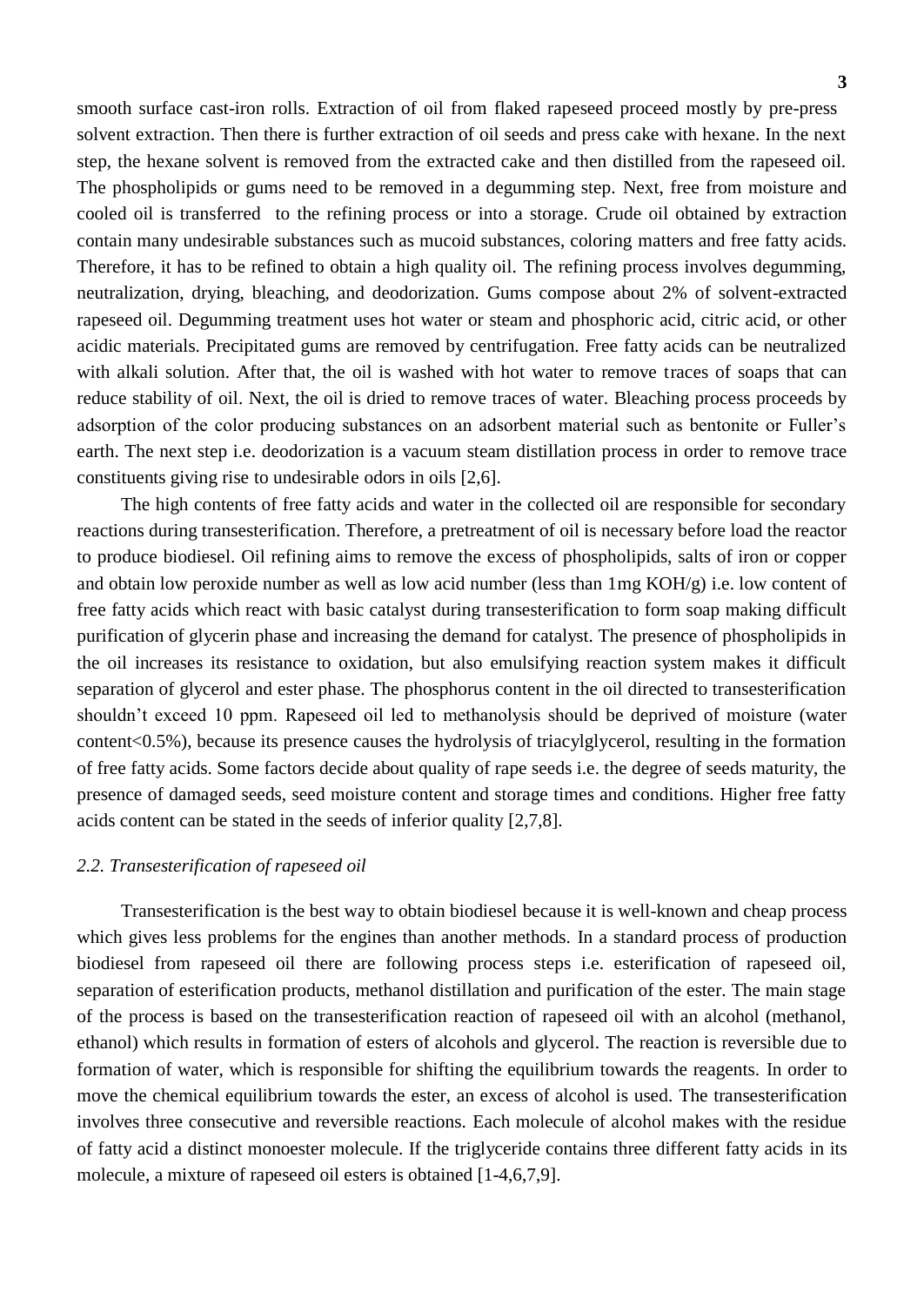smooth surface cast-iron rolls. Extraction of oil from flaked rapeseed proceed mostly by pre-press solvent extraction. Then there is further extraction of oil seeds and press cake with hexane. In the next step, the hexane solvent is removed from the extracted cake and then distilled from the rapeseed oil. The phospholipids or gums need to be removed in a degumming step. Next, free from moisture and cooled oil is transferred to the refining process or into a storage. Crude oil obtained by extraction contain many undesirable substances such as mucoid substances, coloring matters and free fatty acids. Therefore, it has to be refined to obtain a high quality oil. The refining process involves degumming, neutralization, drying, bleaching, and deodorization. Gums compose about 2% of solvent-extracted rapeseed oil. Degumming treatment uses hot water or steam and phosphoric acid, citric acid, or other acidic materials. Precipitated gums are removed by centrifugation. Free fatty acids can be neutralized with alkali solution. After that, the oil is washed with hot water to remove traces of soaps that can reduce stability of oil. Next, the oil is dried to remove traces of water. Bleaching process proceeds by adsorption of the color producing substances on an adsorbent material such as bentonite or Fuller's earth. The next step i.e. deodorization is a vacuum steam distillation process in order to remove trace constituents giving rise to undesirable odors in oils [2,6].

The high contents of free fatty acids and water in the collected oil are responsible for secondary reactions during transesterification. Therefore, a pretreatment of oil is necessary before load the reactor to produce biodiesel. Oil refining aims to remove the excess of phospholipids, salts of iron or copper and obtain low peroxide number as well as low acid number (less than 1mg KOH/g) i.e. low content of free fatty acids which react with basic catalyst during transesterification to form soap making difficult purification of glycerin phase and increasing the demand for catalyst. The presence of phospholipids in the oil increases its resistance to oxidation, but also emulsifying reaction system makes it difficult separation of glycerol and ester phase. The phosphorus content in the oil directed to transesterification shouldn't exceed 10 ppm. Rapeseed oil led to methanolysis should be deprived of moisture (water content<0.5%), because its presence causes the hydrolysis of triacylglycerol, resulting in the formation of free fatty acids. Some factors decide about quality of rape seeds i.e. the degree of seeds maturity, the presence of damaged seeds, seed moisture content and storage times and conditions. Higher free fatty acids content can be stated in the seeds of inferior quality [2,7,8].

### *2.2. Transesterification of rapeseed oil*

Transesterification is the best way to obtain biodiesel because it is well-known and cheap process which gives less problems for the engines than another methods. In a standard process of production biodiesel from rapeseed oil there are following process steps i.e. esterification of rapeseed oil, separation of esterification products, methanol distillation and purification of the ester. The main stage of the process is based on the transesterification reaction of rapeseed oil with an alcohol (methanol, ethanol) which results in formation of esters of alcohols and glycerol. The reaction is reversible due to formation of water, which is responsible for shifting the equilibrium towards the reagents. In order to move the chemical equilibrium towards the ester, an excess of alcohol is used. The transesterification involves three consecutive and reversible reactions. Each molecule of alcohol makes with the residue of fatty acid a distinct monoester molecule. If the triglyceride contains three different fatty acids in its molecule, a mixture of rapeseed oil esters is obtained [1-4,6,7,9].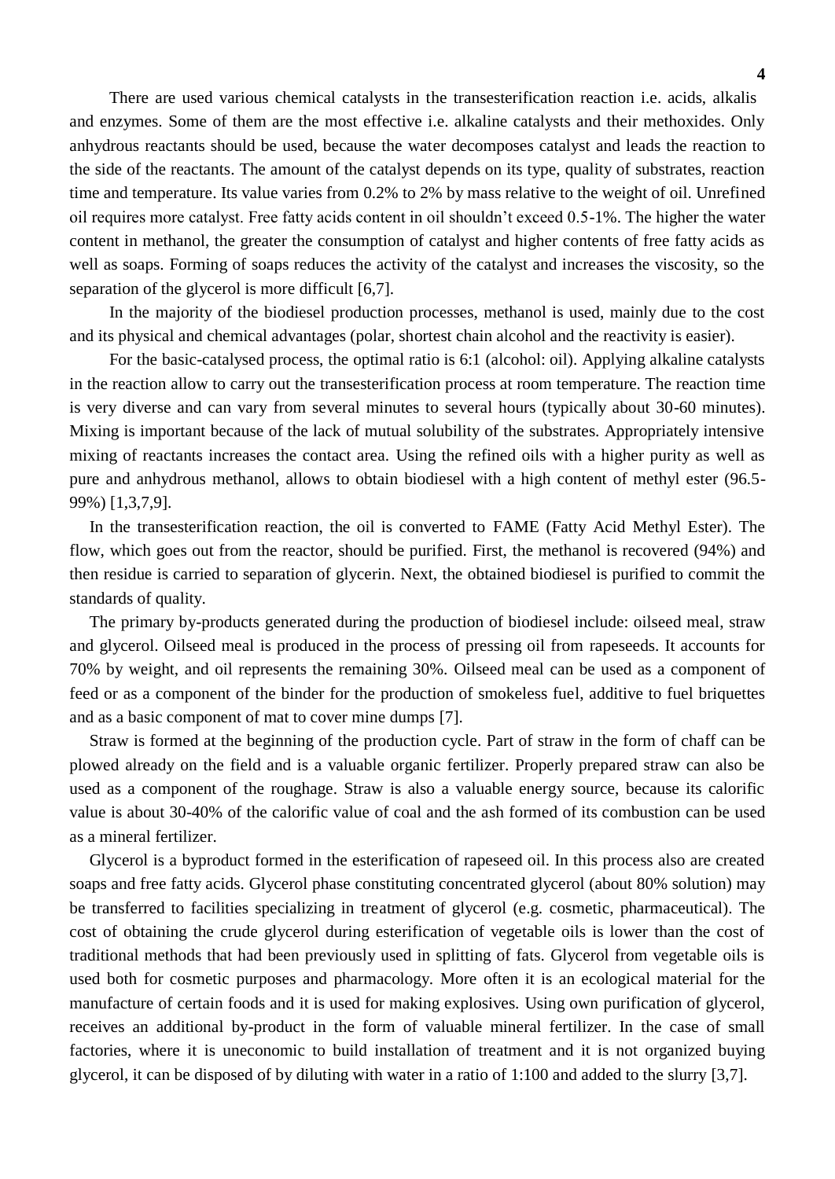There are used various chemical catalysts in the transesterification reaction i.e. acids, alkalis and enzymes. Some of them are the most effective i.e. alkaline catalysts and their methoxides. Only anhydrous reactants should be used, because the water decomposes catalyst and leads the reaction to the side of the reactants. The amount of the catalyst depends on its type, quality of substrates, reaction time and temperature. Its value varies from 0.2% to 2% by mass relative to the weight of oil. Unrefined oil requires more catalyst. Free fatty acids content in oil shouldn't exceed 0.5-1%. The higher the water content in methanol, the greater the consumption of catalyst and higher contents of free fatty acids as well as soaps. Forming of soaps reduces the activity of the catalyst and increases the viscosity, so the separation of the glycerol is more difficult [6,7].

In the majority of the biodiesel production processes, methanol is used, mainly due to the cost and its physical and chemical advantages (polar, shortest chain alcohol and the reactivity is easier).

For the basic-catalysed process, the optimal ratio is 6:1 (alcohol: oil). Applying alkaline catalysts in the reaction allow to carry out the transesterification process at room temperature. The reaction time is very diverse and can vary from several minutes to several hours (typically about 30-60 minutes). Mixing is important because of the lack of mutual solubility of the substrates. Appropriately intensive mixing of reactants increases the contact area. Using the refined oils with a higher purity as well as pure and anhydrous methanol, allows to obtain biodiesel with a high content of methyl ester (96.5-99%) [1,3,7,9].

In the transesterification reaction, the oil is converted to FAME (Fatty Acid Methyl Ester). The flow, which goes out from the reactor, should be purified. First, the methanol is recovered (94%) and then residue is carried to separation of glycerin. Next, the obtained biodiesel is purified to commit the standards of quality.

The primary by-products generated during the production of biodiesel include: oilseed meal, straw and glycerol. Oilseed meal is produced in the process of pressing oil from rapeseeds. It accounts for 70% by weight, and oil represents the remaining 30%. Oilseed meal can be used as a component of feed or as a component of the binder for the production of smokeless fuel, additive to fuel briquettes and as a basic component of mat to cover mine dumps [7].

Straw is formed at the beginning of the production cycle. Part of straw in the form of chaff can be plowed already on the field and is a valuable organic fertilizer. Properly prepared straw can also be used as a component of the roughage. Straw is also a valuable energy source, because its calorific value is about 30-40% of the calorific value of coal and the ash formed of its combustion can be used as a mineral fertilizer.

Glycerol is a byproduct formed in the esterification of rapeseed oil. In this process also are created soaps and free fatty acids. Glycerol phase constituting concentrated glycerol (about 80% solution) may be transferred to facilities specializing in treatment of glycerol (e.g. cosmetic, pharmaceutical). The cost of obtaining the crude glycerol during esterification of vegetable oils is lower than the cost of traditional methods that had been previously used in splitting of fats. Glycerol from vegetable oils is used both for cosmetic purposes and pharmacology. More often it is an ecological material for the manufacture of certain foods and it is used for making explosives. Using own purification of glycerol, receives an additional by-product in the form of valuable mineral fertilizer. In the case of small factories, where it is uneconomic to build installation of treatment and it is not organized buying glycerol, it can be disposed of by diluting with water in a ratio of 1:100 and added to the slurry [3,7].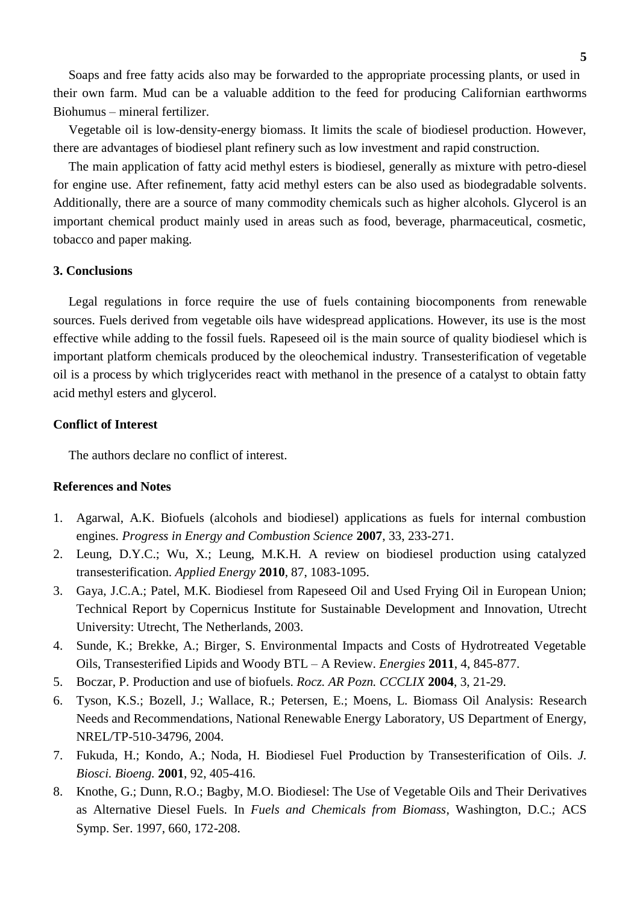Soaps and free fatty acids also may be forwarded to the appropriate processing plants, or used in their own farm. Mud can be a valuable addition to the feed for producing Californian earthworms Biohumus – mineral fertilizer.

Vegetable oil is low-density-energy biomass. It limits the scale of biodiesel production. However, there are advantages of biodiesel plant refinery such as low investment and rapid construction.

The main application of fatty acid methyl esters is biodiesel, generally as mixture with petro-diesel for engine use. After refinement, fatty acid methyl esters can be also used as biodegradable solvents. Additionally, there are a source of many commodity chemicals such as higher alcohols. Glycerol is an important chemical product mainly used in areas such as food, beverage, pharmaceutical, cosmetic, tobacco and paper making.

## 3. Conclusions

Legal regulations in force require the use of fuels containing biocomponents from renewable sources. Fuels derived from vegetable oils have widespread applications. However, its use is the most effective while adding to the fossil fuels. Rapeseed oil is the main source of quality biodiesel which is important platform chemicals produced by the oleochemical industry. Transesterification of vegetable oil is a process by which triglycerides react with methanol in the presence of a catalyst to obtain fatty acid methyl esters and glycerol.

## Conflict of Interest

The authors declare no conflict of interest.

## References and Notes

1. Agarwal, A.K. Biofuels (alcohols and biodiesel) applications as fuels for internal combustion engines. *Progress in Energy and Combustion Science* **2007**, 33, 233-271.
2. Leung, D.Y.C.; Wu, X.; Leung, M.K.H. A review on biodiesel production using catalyzed transesterification. *Applied Energy* **2010**, 87, 1083-1095.
3. Gaya, J.C.A.; Patel, M.K. Biodiesel from Rapeseed Oil and Used Frying Oil in European Union; Technical Report by Copernicus Institute for Sustainable Development and Innovation, Utrecht University: Utrecht, The Netherlands, 2003.
4. Sunde, K.; Brekke, A.; Birger, S. Environmental Impacts and Costs of Hydrotreated Vegetable Oils, Transesterified Lipids and Woody BTL – A Review. *Energies* **2011**, 4, 845-877.
5. Boczar, P. Production and use of biofuels. *Rocz. AR Pozn. CCCLIX* **2004**, 3, 21-29.
6. Tyson, K.S.; Bozell, J.; Wallace, R.; Petersen, E.; Moens, L. Biomass Oil Analysis: Research Needs and Recommendations, National Renewable Energy Laboratory, US Department of Energy, NREL/TP-510-34796, 2004.
7. Fukuda, H.; Kondo, A.; Noda, H. Biodiesel Fuel Production by Transesterification of Oils. *J. Biosci. Bioeng.* **2001**, 92, 405-416.
8. Knothe, G.; Dunn, R.O.; Bagby, M.O. Biodiesel: The Use of Vegetable Oils and Their Derivatives as Alternative Diesel Fuels. In *Fuels and Chemicals from Biomass*, Washington, D.C.; ACS Symp. Ser. 1997, 660, 172-208.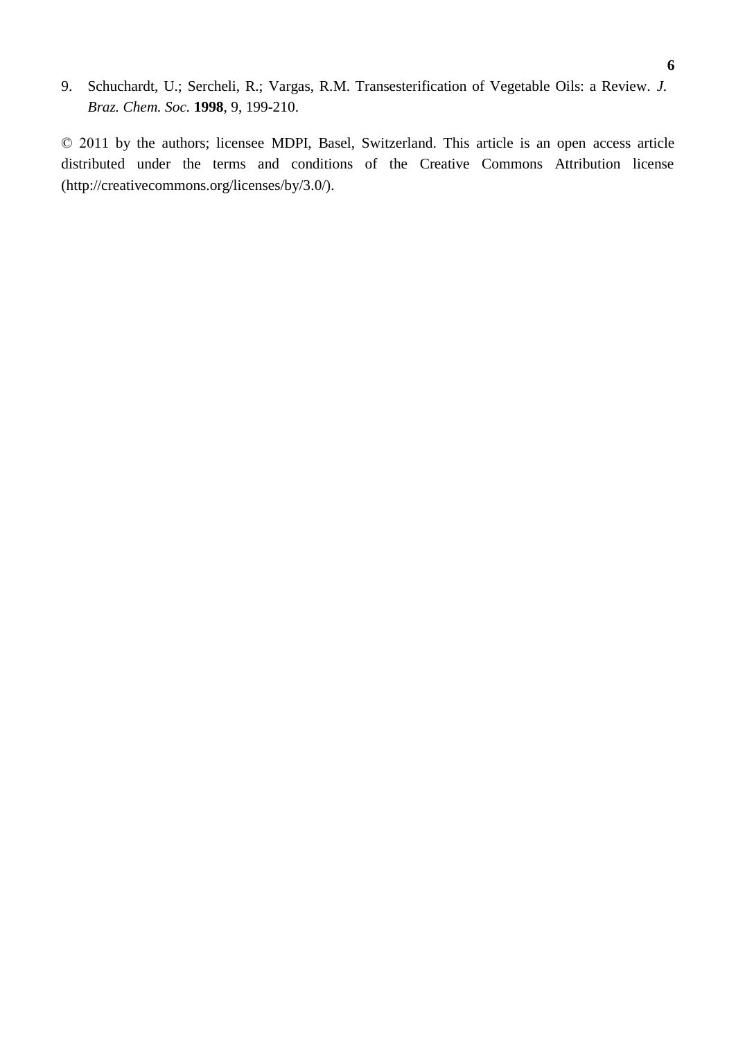9. Schuchardt, U.; Sercheli, R.; Vargas, R.M. Transesterification of Vegetable Oils: a Review. *J. Braz. Chem. Soc.* **1998**, 9, 199-210.

© 2011 by the authors; licensee MDPI, Basel, Switzerland. This article is an open access article distributed under the terms and conditions of the Creative Commons Attribution license (http://creativecommons.org/licenses/by/3.0/).